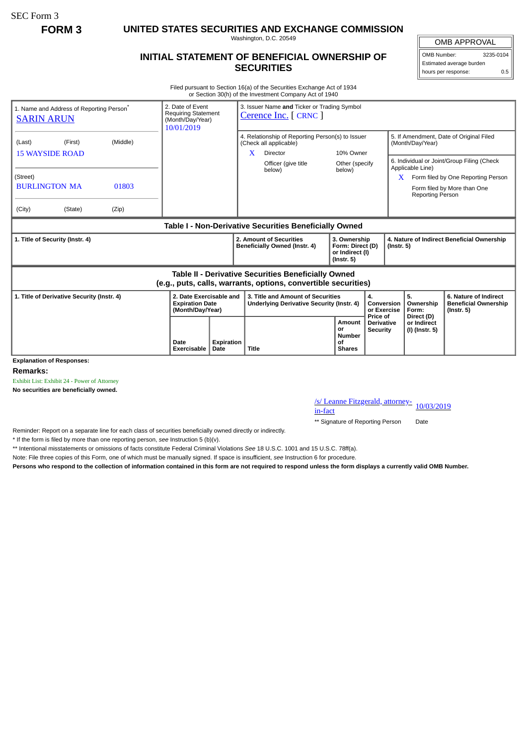SEC Form 3

**FORM 3**

# UNITED STATES SECURITIES AND EXCHANGE COMMISSION

Washington, D.C. 20549

## INITIAL STATEMENT OF BENEFICIAL OWNERSHIP OF SECURITIES

| OMB APPROVAL | |
|---|---|
| OMB Number: | 3235-0104 |
| Estimated average burden | |
| hours per response: | 0.5 |

Filed pursuant to Section 16(a) of the Securities Exchange Act of 1934
or Section 30(h) of the Investment Company Act of 1940

| 1. Name and Address of Reporting Person* | 2. Date of Event Requiring Statement (Month/Day/Year) | 3. Issuer Name and Ticker or Trading Symbol |
|---|---|---|
| SARIN ARUN | 10/01/2019 | Cerence Inc. [ CRNC ] |
| (Last) (First) (Middle)<br>15 WAYSIDE ROAD | | 4. Relationship of Reporting Person(s) to Issuer (Check all applicable)<br>X Director; 10% Owner; Officer (give title below); Other (specify below) |
| (Street)<br>BURLINGTON MA 01803 | | 5. If Amendment, Date of Original Filed (Month/Day/Year) |
| (City) (State) (Zip) | | 6. Individual or Joint/Group Filing (Check Applicable Line)<br>X Form filed by One Reporting Person<br>Form filed by More than One Reporting Person |

**Table I - Non-Derivative Securities Beneficially Owned**

| 1. Title of Security (Instr. 4) | 2. Amount of Securities Beneficially Owned (Instr. 4) | 3. Ownership Form: Direct (D) or Indirect (I) (Instr. 5) | 4. Nature of Indirect Beneficial Ownership (Instr. 5) |
|---|---|---|---|

**Table II - Derivative Securities Beneficially Owned (e.g., puts, calls, warrants, options, convertible securities)**

| 1. Title of Derivative Security (Instr. 4) | 2. Date Exercisable and Expiration Date (Month/Day/Year) | | 3. Title and Amount of Securities Underlying Derivative Security (Instr. 4) | | 4. Conversion or Exercise Price of Derivative Security | 5. Ownership Form: Direct (D) or Indirect (I) (Instr. 5) | 6. Nature of Indirect Beneficial Ownership (Instr. 5) |
|---|---|---|---|---|---|---|---|
| | Date Exercisable | Expiration Date | Title | Amount or Number of Shares | | | |

**Explanation of Responses:**

**Remarks:**

Exhibit List: Exhibit 24 - Power of Attorney

**No securities are beneficially owned.**

/s/ Leanne Fitzgerald, attorney-in-fact — 10/03/2019

** Signature of Reporting Person — Date

Reminder: Report on a separate line for each class of securities beneficially owned directly or indirectly.

\* If the form is filed by more than one reporting person, *see* Instruction 5 (b)(v).

\** Intentional misstatements or omissions of facts constitute Federal Criminal Violations *See* 18 U.S.C. 1001 and 15 U.S.C. 78ff(a).

Note: File three copies of this Form, one of which must be manually signed. If space is insufficient, *see* Instruction 6 for procedure.

**Persons who respond to the collection of information contained in this form are not required to respond unless the form displays a currently valid OMB Number.**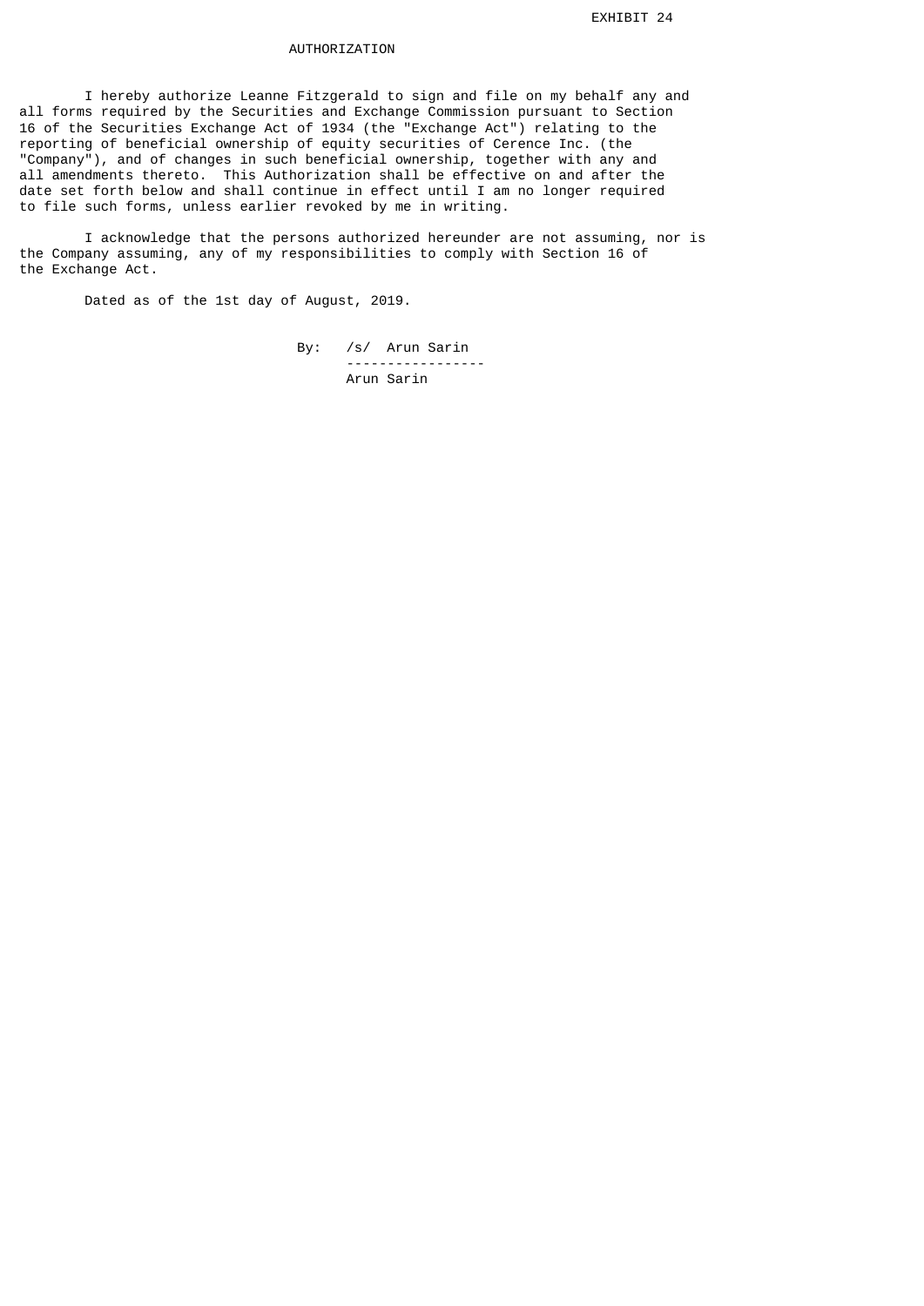EXHIBIT 24

# AUTHORIZATION

I hereby authorize Leanne Fitzgerald to sign and file on my behalf any and all forms required by the Securities and Exchange Commission pursuant to Section 16 of the Securities Exchange Act of 1934 (the "Exchange Act") relating to the reporting of beneficial ownership of equity securities of Cerence Inc. (the "Company"), and of changes in such beneficial ownership, together with any and all amendments thereto. This Authorization shall be effective on and after the date set forth below and shall continue in effect until I am no longer required to file such forms, unless earlier revoked by me in writing.

I acknowledge that the persons authorized hereunder are not assuming, nor is the Company assuming, any of my responsibilities to comply with Section 16 of the Exchange Act.

Dated as of the 1st day of August, 2019.

By: /s/ Arun Sarin

Arun Sarin